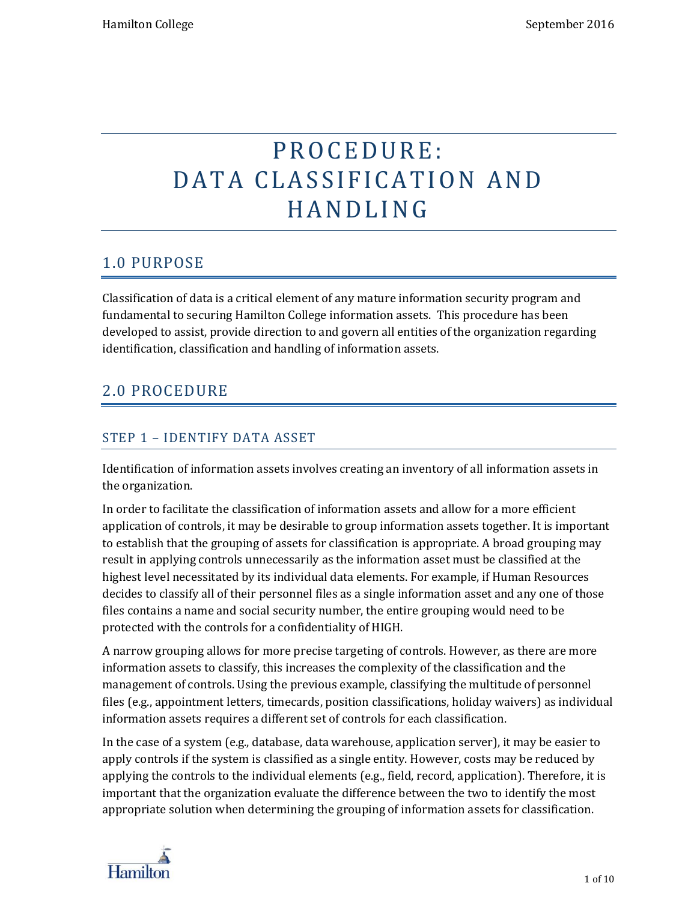# PROCEDURE: DATA CLASSIFICATION AND HANDLING

## 1.0 PURPOSE

Classification of data is a critical element of any mature information security program and fundamental to securing Hamilton College information assets. This procedure has been developed to assist, provide direction to and govern all entities of the organization regarding identification, classification and handling of information assets.

## 2.0 PROCEDURE

### STEP 1 – IDENTIFY DATA ASSET

Identification of information assets involves creating an inventory of all information assets in the organization.

In order to facilitate the classification of information assets and allow for a more efficient application of controls, it may be desirable to group information assets together. It is important to establish that the grouping of assets for classification is appropriate. A broad grouping may result in applying controls unnecessarily as the information asset must be classified at the highest level necessitated by its individual data elements. For example, if Human Resources decides to classify all of their personnel files as a single information asset and any one of those files contains a name and social security number, the entire grouping would need to be protected with the controls for a confidentiality of HIGH.

A narrow grouping allows for more precise targeting of controls. However, as there are more information assets to classify, this increases the complexity of the classification and the management of controls. Using the previous example, classifying the multitude of personnel files (e.g., appointment letters, timecards, position classifications, holiday waivers) as individual information assets requires a different set of controls for each classification.

In the case of a system (e.g., database, data warehouse, application server), it may be easier to apply controls if the system is classified as a single entity. However, costs may be reduced by applying the controls to the individual elements (e.g., field, record, application). Therefore, it is important that the organization evaluate the difference between the two to identify the most appropriate solution when determining the grouping of information assets for classification.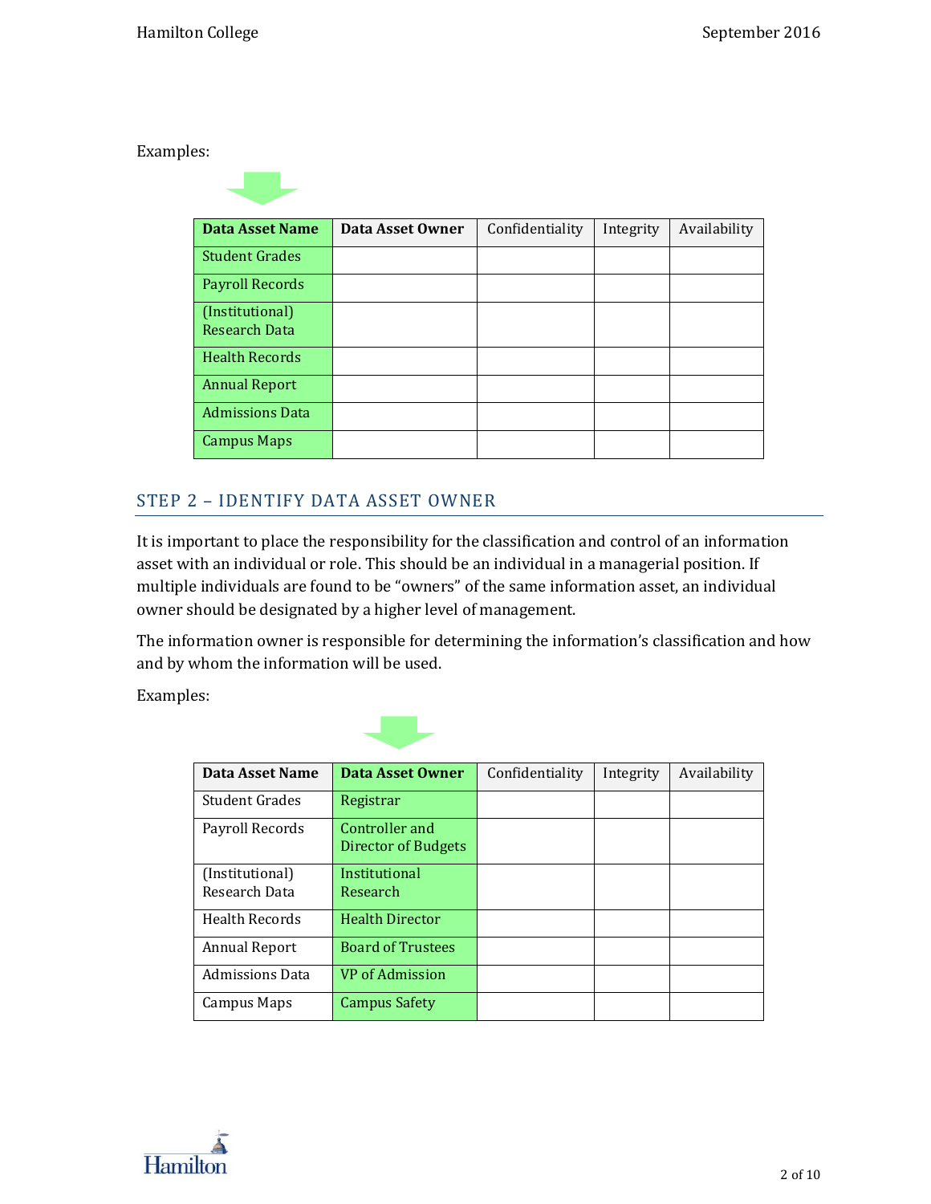Examples:

| **Data Asset Name** | **Data Asset Owner** | Confidentiality | Integrity | Availability |
|---|---|---|---|---|
| Student Grades | | | | |
| Payroll Records | | | | |
| (Institutional) Research Data | | | | |
| Health Records | | | | |
| Annual Report | | | | |
| Admissions Data | | | | |
| Campus Maps | | | | |

## STEP 2 – IDENTIFY DATA ASSET OWNER

It is important to place the responsibility for the classification and control of an information asset with an individual or role. This should be an individual in a managerial position. If multiple individuals are found to be "owners" of the same information asset, an individual owner should be designated by a higher level of management.

The information owner is responsible for determining the information's classification and how and by whom the information will be used.

Examples:

| **Data Asset Name** | **Data Asset Owner** | Confidentiality | Integrity | Availability |
|---|---|---|---|---|
| Student Grades | Registrar | | | |
| Payroll Records | Controller and Director of Budgets | | | |
| (Institutional) Research Data | Institutional Research | | | |
| Health Records | Health Director | | | |
| Annual Report | Board of Trustees | | | |
| Admissions Data | VP of Admission | | | |
| Campus Maps | Campus Safety | | | |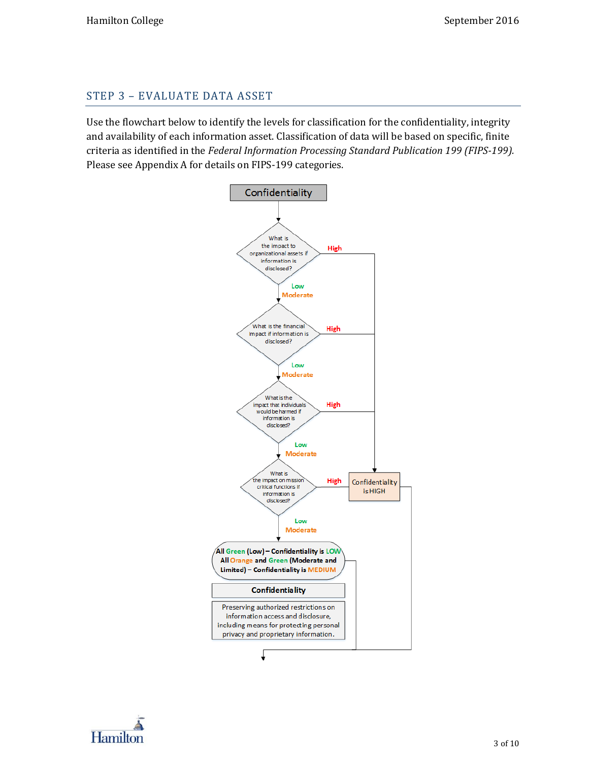## STEP 3 – EVALUATE DATA ASSET

Use the flowchart below to identify the levels for classification for the confidentiality, integrity and availability of each information asset. Classification of data will be based on specific, finite criteria as identified in the *Federal Information Processing Standard Publication 199 (FIPS-199).* Please see Appendix A for details on FIPS-199 categories.

Confidentiality

What is the impact to organizational assets if information is disclosed? — High / Low / Moderate

What is the financial impact if information is disclosed? — High / Low / Moderate

What is the impact that individuals would be harmed if information is disclosed? — High / Low / Moderate

What is the impact on mission critical functions if information is disclosed? — High / Low / Moderate

Confidentiality is HIGH

All Green (Low) – Confidentiality is LOW
All Orange and Green (Moderate and Limited) – Confidentiality is MEDIUM

**Confidentiality**

Preserving authorized restrictions on information access and disclosure, including means for protecting personal privacy and proprietary information.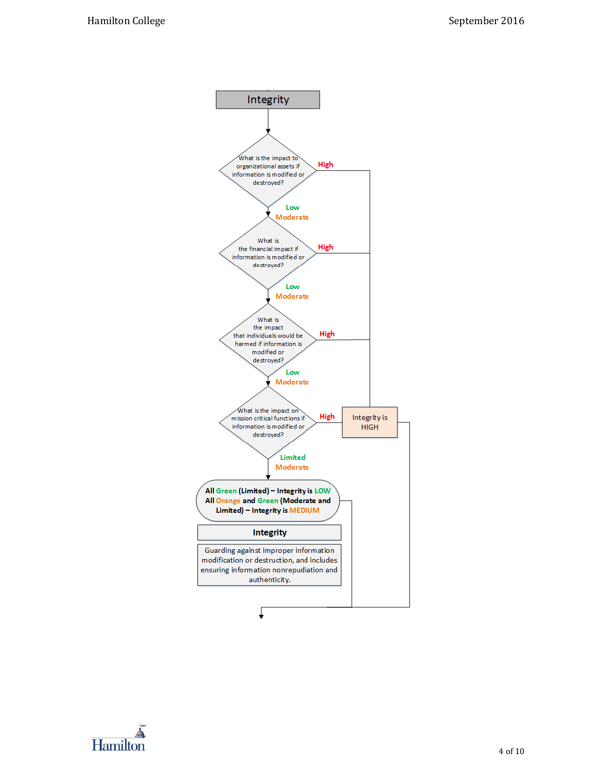# Integrity

What is the impact to organizational assets if information is modified or destroyed?

- **High** → Integrity is HIGH
- **Low** / **Moderate** → next question

What is the financial impact if information is modified or destroyed?

- **High** → Integrity is HIGH
- **Low** / **Moderate** → next question

What is the impact that individuals would be harmed if information is modified or destroyed?

- **High** → Integrity is HIGH
- **Low** / **Moderate** → next question

What is the impact on mission critical functions if information is modified or destroyed?

- **High** → Integrity is HIGH
- **Limited** / **Moderate** → next step

**All Green (Limited) – Integrity is LOW**
**All Orange and Green (Moderate and Limited) – Integrity is MEDIUM**

| **Integrity** |
| --- |
| Guarding against improper information modification or destruction, and includes ensuring information nonrepudiation and authenticity. |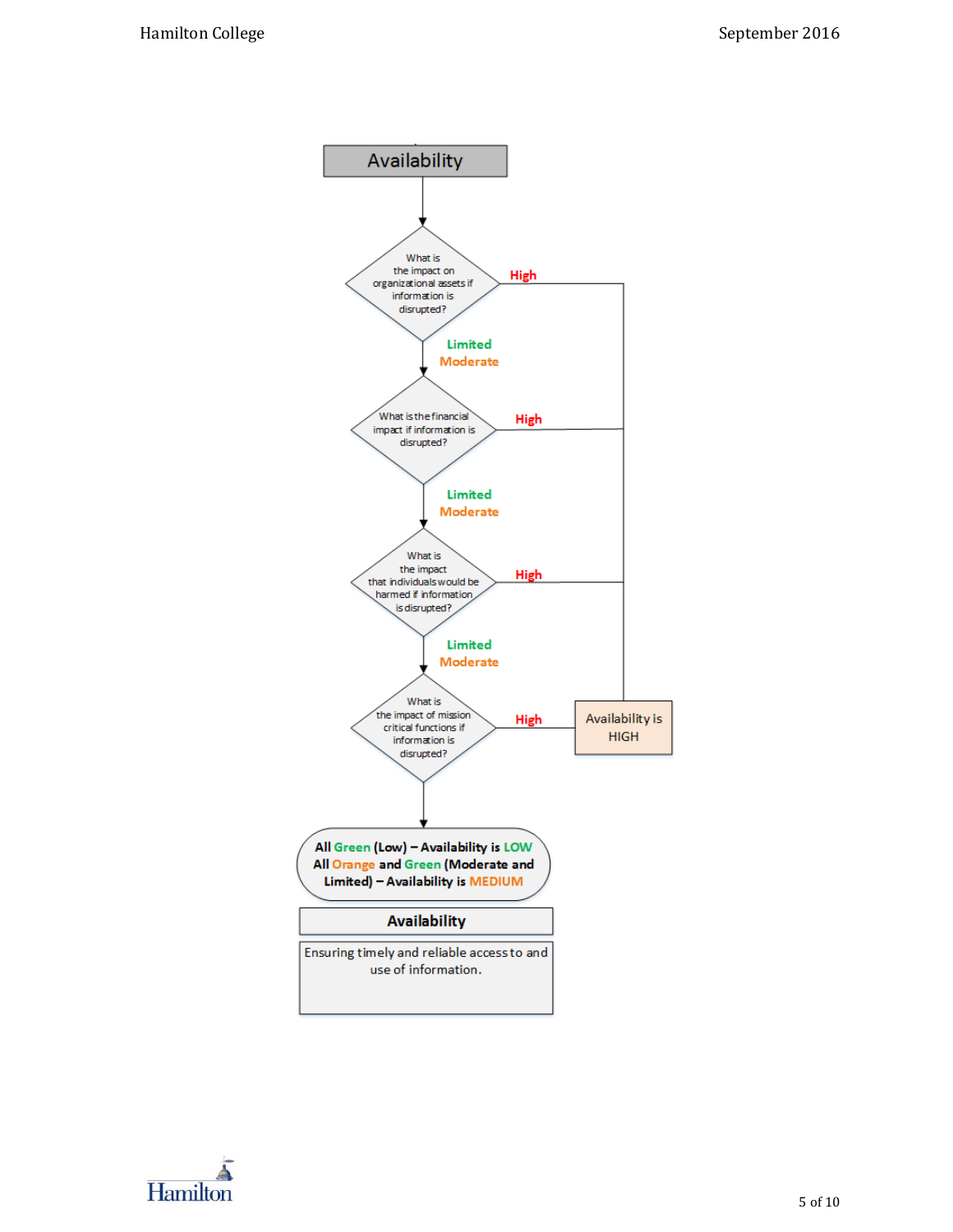# Availability

What is the impact on organizational assets if information is disrupted?

- **High** → Availability is HIGH
- **Limited / Moderate** → next question

What is the financial impact if information is disrupted?

- **High** → Availability is HIGH
- **Limited / Moderate** → next question

What is the impact that individuals would be harmed if information is disrupted?

- **High** → Availability is HIGH
- **Limited / Moderate** → next question

What is the impact of mission critical functions if information is disrupted?

- **High** → Availability is HIGH

**All Green (Low) – Availability is LOW**
**All Orange and Green (Moderate and Limited) – Availability is MEDIUM**

| Availability |
| --- |
| Ensuring timely and reliable access to and use of information. |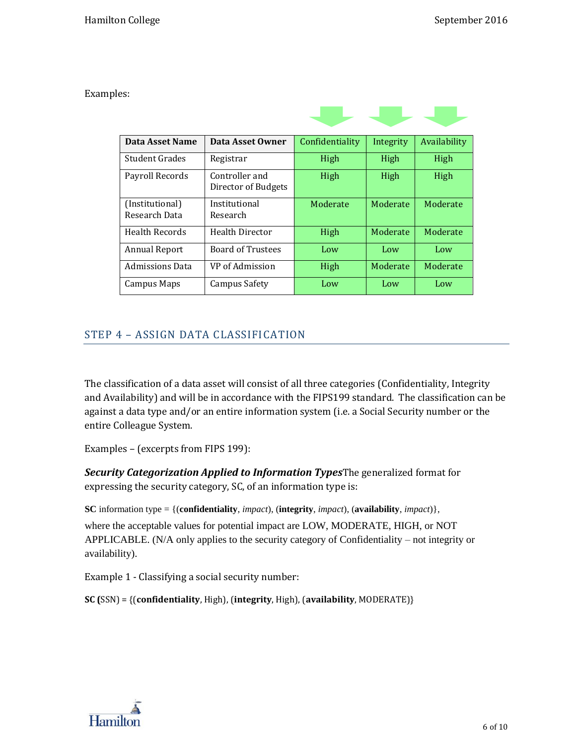Examples:

| Data Asset Name | Data Asset Owner | Confidentiality | Integrity | Availability |
|---|---|---|---|---|
| Student Grades | Registrar | High | High | High |
| Payroll Records | Controller and Director of Budgets | High | High | High |
| (Institutional) Research Data | Institutional Research | Moderate | Moderate | Moderate |
| Health Records | Health Director | High | Moderate | Moderate |
| Annual Report | Board of Trustees | Low | Low | Low |
| Admissions Data | VP of Admission | High | Moderate | Moderate |
| Campus Maps | Campus Safety | Low | Low | Low |

## STEP 4 – ASSIGN DATA CLASSIFICATION

The classification of a data asset will consist of all three categories (Confidentiality, Integrity and Availability) and will be in accordance with the FIPS199 standard. The classification can be against a data type and/or an entire information system (i.e. a Social Security number or the entire Colleague System.

Examples – (excerpts from FIPS 199):

***Security Categorization Applied to Information Types*** The generalized format for expressing the security category, SC, of an information type is:

**SC** information type = {(**confidentiality**, *impact*), (**integrity**, *impact*), (**availability**, *impact*)},

where the acceptable values for potential impact are LOW, MODERATE, HIGH, or NOT APPLICABLE. (N/A only applies to the security category of Confidentiality – not integrity or availability).

Example 1 - Classifying a social security number:

**SC (**SSN) = {(**confidentiality**, High), (**integrity**, High), (**availability**, MODERATE)}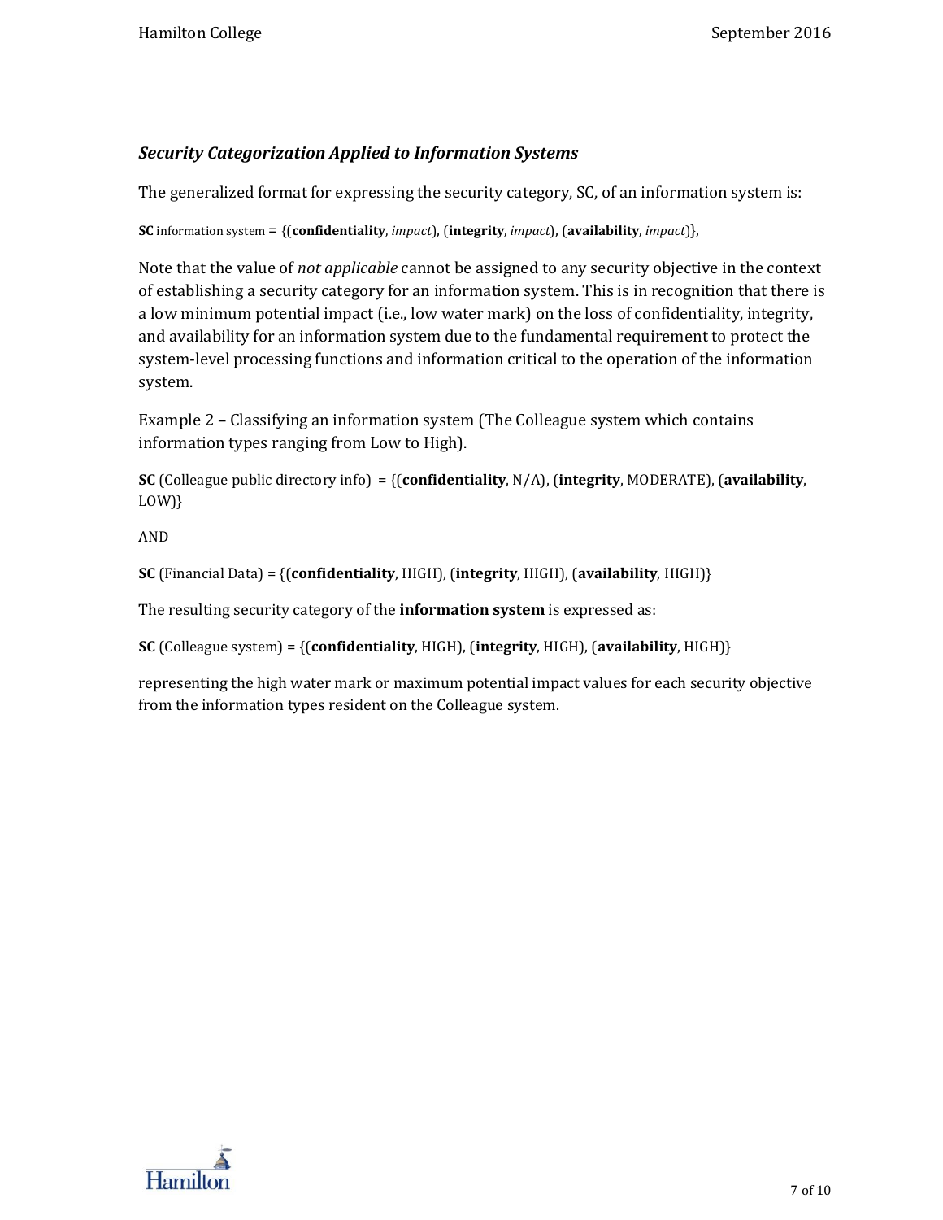### *Security Categorization Applied to Information Systems*

The generalized format for expressing the security category, SC, of an information system is:

**SC** information system = {(**confidentiality**, *impact*), (**integrity**, *impact*), (**availability**, *impact*)},

Note that the value of *not applicable* cannot be assigned to any security objective in the context of establishing a security category for an information system. This is in recognition that there is a low minimum potential impact (i.e., low water mark) on the loss of confidentiality, integrity, and availability for an information system due to the fundamental requirement to protect the system-level processing functions and information critical to the operation of the information system.

Example 2 – Classifying an information system (The Colleague system which contains information types ranging from Low to High).

**SC** (Colleague public directory info) = {(**confidentiality**, N/A), (**integrity**, MODERATE), (**availability**, LOW)}

AND

**SC** (Financial Data) = {(**confidentiality**, HIGH), (**integrity**, HIGH), (**availability**, HIGH)}

The resulting security category of the **information system** is expressed as:

**SC** (Colleague system) = {(**confidentiality**, HIGH), (**integrity**, HIGH), (**availability**, HIGH)}

representing the high water mark or maximum potential impact values for each security objective from the information types resident on the Colleague system.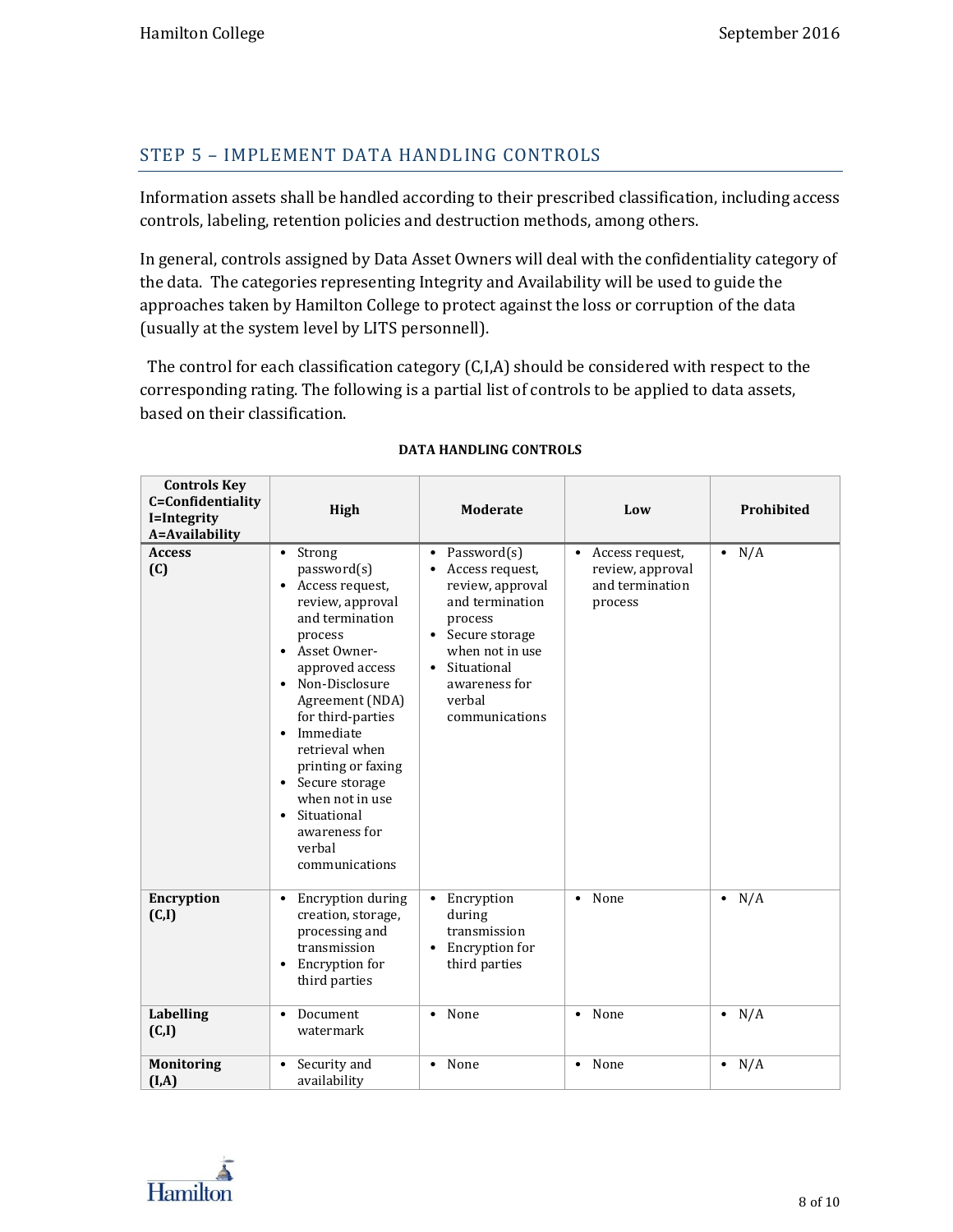## STEP 5 – IMPLEMENT DATA HANDLING CONTROLS

Information assets shall be handled according to their prescribed classification, including access controls, labeling, retention policies and destruction methods, among others.

In general, controls assigned by Data Asset Owners will deal with the confidentiality category of the data. The categories representing Integrity and Availability will be used to guide the approaches taken by Hamilton College to protect against the loss or corruption of the data (usually at the system level by LITS personnel).

The control for each classification category (C,I,A) should be considered with respect to the corresponding rating. The following is a partial list of controls to be applied to data assets, based on their classification.

**DATA HANDLING CONTROLS**

| Controls Key<br>C=Confidentiality<br>I=Integrity<br>A=Availability | High | Moderate | Low | Prohibited |
|---|---|---|---|---|
| **Access (C)** | • Strong password(s)<br>• Access request, review, approval and termination process<br>• Asset Owner-approved access<br>• Non-Disclosure Agreement (NDA) for third-parties<br>• Immediate retrieval when printing or faxing<br>• Secure storage when not in use<br>• Situational awareness for verbal communications | • Password(s)<br>• Access request, review, approval and termination process<br>• Secure storage when not in use<br>• Situational awareness for verbal communications | • Access request, review, approval and termination process | • N/A |
| **Encryption (C,I)** | • Encryption during creation, storage, processing and transmission<br>• Encryption for third parties | • Encryption during transmission<br>• Encryption for third parties | • None | • N/A |
| **Labelling (C,I)** | • Document watermark | • None | • None | • N/A |
| **Monitoring (I,A)** | • Security and availability | • None | • None | • N/A |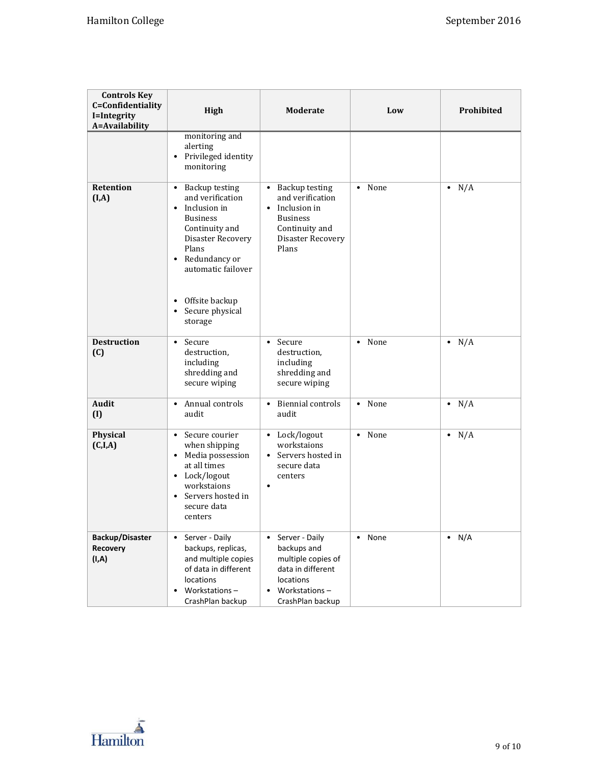| Controls Key<br>C=Confidentiality<br>I=Integrity<br>A=Availability | High | Moderate | Low | Prohibited |
|---|---|---|---|---|
| | monitoring and alerting<br>• Privileged identity monitoring | | | |
| **Retention (I,A)** | • Backup testing and verification<br>• Inclusion in Business Continuity and Disaster Recovery Plans<br>• Redundancy or automatic failover<br>• Offsite backup<br>• Secure physical storage | • Backup testing and verification<br>• Inclusion in Business Continuity and Disaster Recovery Plans | • None | • N/A |
| **Destruction (C)** | • Secure destruction, including shredding and secure wiping | • Secure destruction, including shredding and secure wiping | • None | • N/A |
| **Audit (I)** | • Annual controls audit | • Biennial controls audit | • None | • N/A |
| **Physical (C,I,A)** | • Secure courier when shipping<br>• Media possession at all times<br>• Lock/logout workstaions<br>• Servers hosted in secure data centers | • Lock/logout workstaions<br>• Servers hosted in secure data centers<br>• | • None | • N/A |
| **Backup/Disaster Recovery (I,A)** | • Server - Daily backups, replicas, and multiple copies of data in different locations<br>• Workstations – CrashPlan backup | • Server - Daily backups and multiple copies of data in different locations<br>• Workstations – CrashPlan backup | • None | • N/A |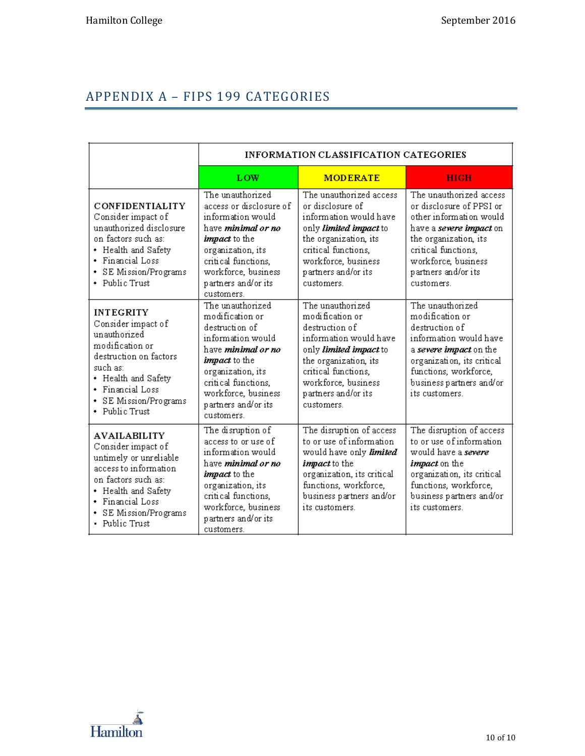## APPENDIX A – FIPS 199 CATEGORIES

| | INFORMATION CLASSIFICATION CATEGORIES | | |
|---|---|---|---|
| | **LOW** | **MODERATE** | **HIGH** |
| **CONFIDENTIALITY** Consider impact of unauthorized disclosure on factors such as: • Health and Safety • Financial Loss • SE Mission/Programs • Public Trust | The unauthorized access or disclosure of information would have ***minimal or no impact*** to the organization, its critical functions, workforce, business partners and/or its customers. | The unauthorized access or disclosure of information would have only ***limited impact*** to the organization, its critical functions, workforce, business partners and/or its customers. | The unauthorized access or disclosure of PPSI or other information would have a ***severe impact*** on the organization, its critical functions, workforce, business partners and/or its customers. |
| **INTEGRITY** Consider impact of unauthorized modification or destruction on factors such as: • Health and Safety • Financial Loss • SE Mission/Programs • Public Trust | The unauthorized modification or destruction of information would have ***minimal or no impact*** to the organization, its critical functions, workforce, business partners and/or its customers. | The unauthorized modification or destruction of information would have only ***limited impact*** to the organization, its critical functions, workforce, business partners and/or its customers. | The unauthorized modification or destruction of information would have a ***severe impact*** on the organization, its critical functions, workforce, business partners and/or its customers. |
| **AVAILABILITY** Consider impact of untimely or unreliable access to information on factors such as: • Health and Safety • Financial Loss • SE Mission/Programs • Public Trust | The disruption of access to or use of information would have ***minimal or no impact*** to the organization, its critical functions, workforce, business partners and/or its customers. | The disruption of access to or use of information would have only ***limited impact*** to the organization, its critical functions, workforce, business partners and/or its customers. | The disruption of access to or use of information would have a ***severe impact*** on the organization, its critical functions, workforce, business partners and/or its customers. |